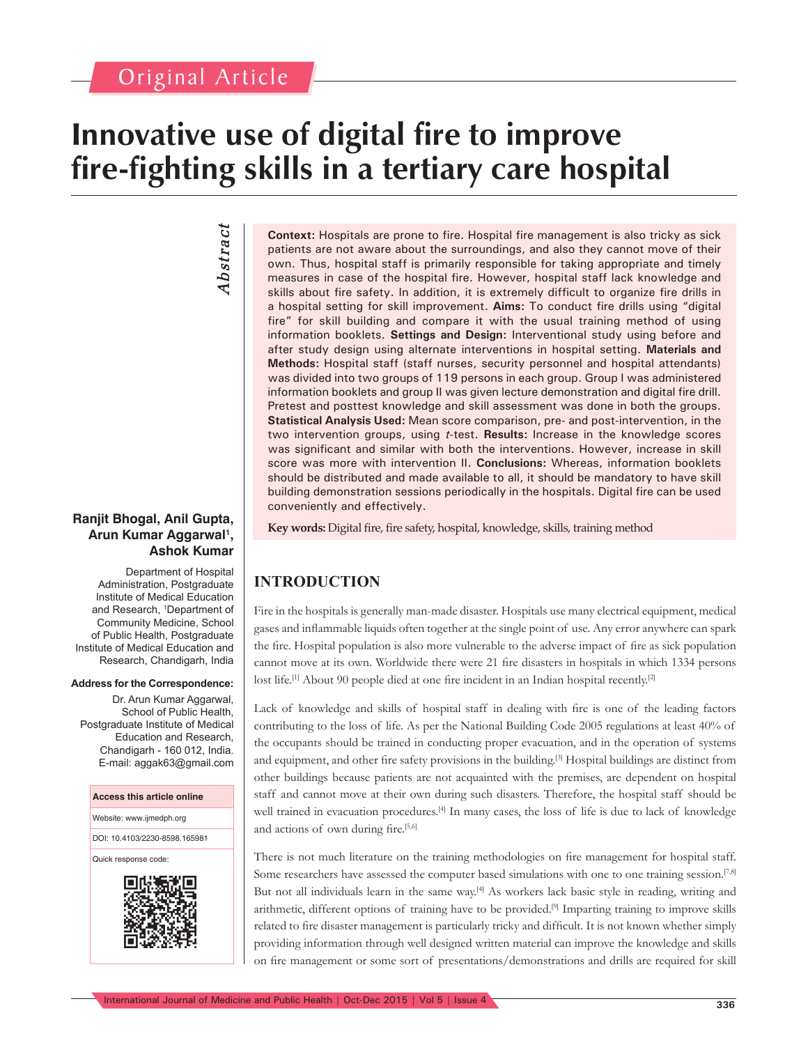Original Article

# Innovative use of digital fire to improve fire-fighting skills in a tertiary care hospital

**Ranjit Bhogal, Anil Gupta, Arun Kumar Aggarwal[1], Ashok Kumar**

Department of Hospital Administration, Postgraduate Institute of Medical Education and Research, [1]Department of Community Medicine, School of Public Health, Postgraduate Institute of Medical Education and Research, Chandigarh, India

**Address for the Correspondence:**

Dr. Arun Kumar Aggarwal, School of Public Health, Postgraduate Institute of Medical Education and Research, Chandigarh - 160 012, India. E-mail: aggak63@gmail.com

**Access this article online**

Website: www.ijmedph.org

DOI: 10.4103/2230-8598.165981

Quick response code:

## Abstract

**Context:** Hospitals are prone to fire. Hospital fire management is also tricky as sick patients are not aware about the surroundings, and also they cannot move of their own. Thus, hospital staff is primarily responsible for taking appropriate and timely measures in case of the hospital fire. However, hospital staff lack knowledge and skills about fire safety. In addition, it is extremely difficult to organize fire drills in a hospital setting for skill improvement. **Aims:** To conduct fire drills using "digital fire" for skill building and compare it with the usual training method of using information booklets. **Settings and Design:** Interventional study using before and after study design using alternate interventions in hospital setting. **Materials and Methods:** Hospital staff (staff nurses, security personnel and hospital attendants) was divided into two groups of 119 persons in each group. Group I was administered information booklets and group II was given lecture demonstration and digital fire drill. Pretest and posttest knowledge and skill assessment was done in both the groups. **Statistical Analysis Used:** Mean score comparison, pre- and post-intervention, in the two intervention groups, using *t*-test. **Results:** Increase in the knowledge scores was significant and similar with both the interventions. However, increase in skill score was more with intervention II. **Conclusions:** Whereas, information booklets should be distributed and made available to all, it should be mandatory to have skill building demonstration sessions periodically in the hospitals. Digital fire can be used conveniently and effectively.

**Key words:** Digital fire, fire safety, hospital, knowledge, skills, training method

## INTRODUCTION

Fire in the hospitals is generally man-made disaster. Hospitals use many electrical equipment, medical gases and inflammable liquids often together at the single point of use. Any error anywhere can spark the fire. Hospital population is also more vulnerable to the adverse impact of fire as sick population cannot move at its own. Worldwide there were 21 fire disasters in hospitals in which 1334 persons lost life.[1] About 90 people died at one fire incident in an Indian hospital recently.[2]

Lack of knowledge and skills of hospital staff in dealing with fire is one of the leading factors contributing to the loss of life. As per the National Building Code 2005 regulations at least 40% of the occupants should be trained in conducting proper evacuation, and in the operation of systems and equipment, and other fire safety provisions in the building.[3] Hospital buildings are distinct from other buildings because patients are not acquainted with the premises, are dependent on hospital staff and cannot move at their own during such disasters. Therefore, the hospital staff should be well trained in evacuation procedures.[4] In many cases, the loss of life is due to lack of knowledge and actions of own during fire.[5,6]

There is not much literature on the training methodologies on fire management for hospital staff. Some researchers have assessed the computer based simulations with one to one training session.[7,8] But not all individuals learn in the same way.[4] As workers lack basic style in reading, writing and arithmetic, different options of training have to be provided.[9] Imparting training to improve skills related to fire disaster management is particularly tricky and difficult. It is not known whether simply providing information through well designed written material can improve the knowledge and skills on fire management or some sort of presentations/demonstrations and drills are required for skill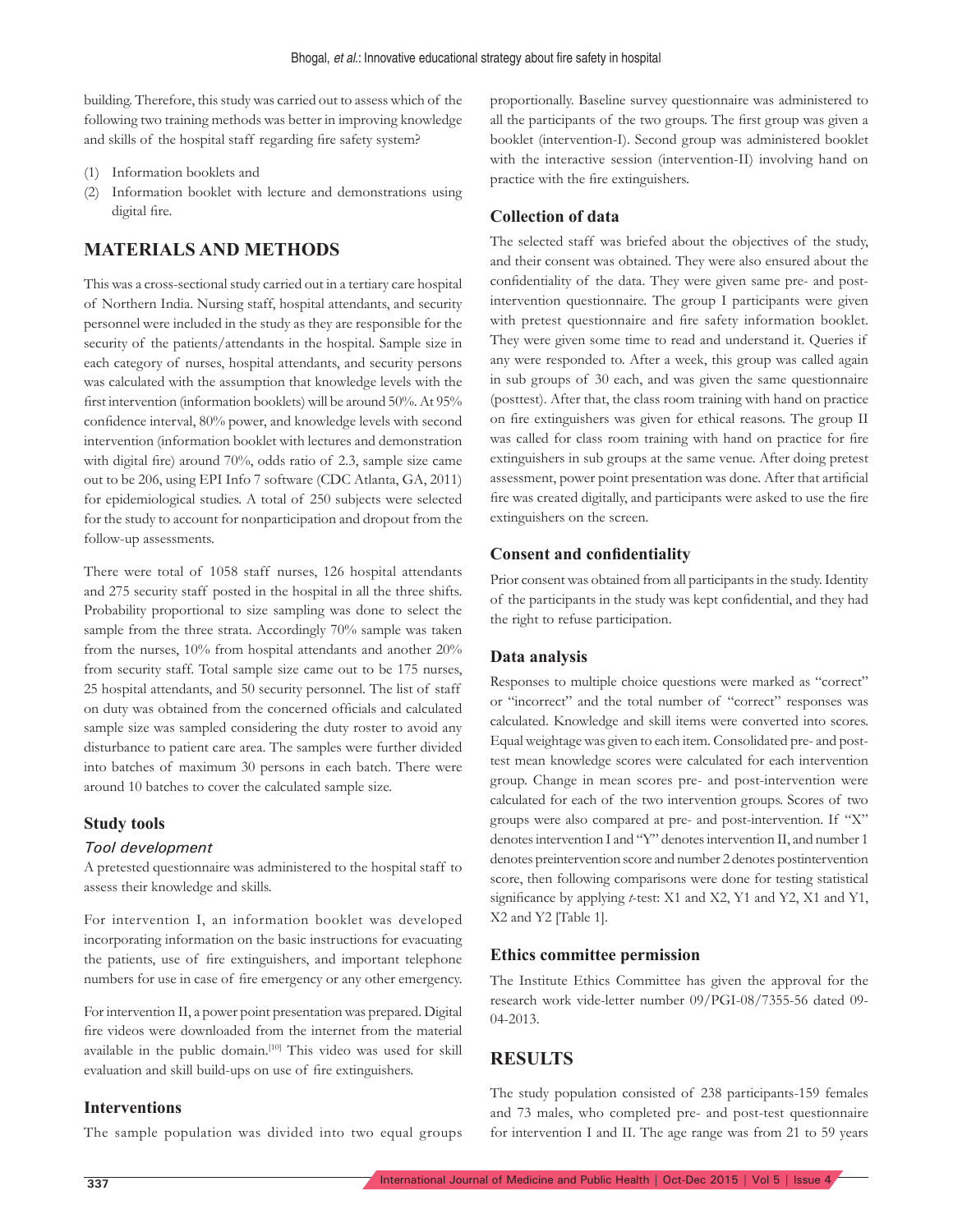building. Therefore, this study was carried out to assess which of the following two training methods was better in improving knowledge and skills of the hospital staff regarding fire safety system?

1. Information booklets and
2. Information booklet with lecture and demonstrations using digital fire.

## MATERIALS AND METHODS

This was a cross-sectional study carried out in a tertiary care hospital of Northern India. Nursing staff, hospital attendants, and security personnel were included in the study as they are responsible for the security of the patients/attendants in the hospital. Sample size in each category of nurses, hospital attendants, and security persons was calculated with the assumption that knowledge levels with the first intervention (information booklets) will be around 50%. At 95% confidence interval, 80% power, and knowledge levels with second intervention (information booklet with lectures and demonstration with digital fire) around 70%, odds ratio of 2.3, sample size came out to be 206, using EPI Info 7 software (CDC Atlanta, GA, 2011) for epidemiological studies. A total of 250 subjects were selected for the study to account for nonparticipation and dropout from the follow-up assessments.

There were total of 1058 staff nurses, 126 hospital attendants and 275 security staff posted in the hospital in all the three shifts. Probability proportional to size sampling was done to select the sample from the three strata. Accordingly 70% sample was taken from the nurses, 10% from hospital attendants and another 20% from security staff. Total sample size came out to be 175 nurses, 25 hospital attendants, and 50 security personnel. The list of staff on duty was obtained from the concerned officials and calculated sample size was sampled considering the duty roster to avoid any disturbance to patient care area. The samples were further divided into batches of maximum 30 persons in each batch. There were around 10 batches to cover the calculated sample size.

### Study tools

#### *Tool development*

A pretested questionnaire was administered to the hospital staff to assess their knowledge and skills.

For intervention I, an information booklet was developed incorporating information on the basic instructions for evacuating the patients, use of fire extinguishers, and important telephone numbers for use in case of fire emergency or any other emergency.

For intervention II, a power point presentation was prepared. Digital fire videos were downloaded from the internet from the material available in the public domain.[10] This video was used for skill evaluation and skill build-ups on use of fire extinguishers.

### Interventions

The sample population was divided into two equal groups proportionally. Baseline survey questionnaire was administered to all the participants of the two groups. The first group was given a booklet (intervention-I). Second group was administered booklet with the interactive session (intervention-II) involving hand on practice with the fire extinguishers.

### Collection of data

The selected staff was briefed about the objectives of the study, and their consent was obtained. They were also ensured about the confidentiality of the data. They were given same pre- and post-intervention questionnaire. The group I participants were given with pretest questionnaire and fire safety information booklet. They were given some time to read and understand it. Queries if any were responded to. After a week, this group was called again in sub groups of 30 each, and was given the same questionnaire (posttest). After that, the class room training with hand on practice on fire extinguishers was given for ethical reasons. The group II was called for class room training with hand on practice for fire extinguishers in sub groups at the same venue. After doing pretest assessment, power point presentation was done. After that artificial fire was created digitally, and participants were asked to use the fire extinguishers on the screen.

### Consent and confidentiality

Prior consent was obtained from all participants in the study. Identity of the participants in the study was kept confidential, and they had the right to refuse participation.

### Data analysis

Responses to multiple choice questions were marked as "correct" or "incorrect" and the total number of "correct" responses was calculated. Knowledge and skill items were converted into scores. Equal weightage was given to each item. Consolidated pre- and post-test mean knowledge scores were calculated for each intervention group. Change in mean scores pre- and post-intervention were calculated for each of the two intervention groups. Scores of two groups were also compared at pre- and post-intervention. If "X" denotes intervention I and "Y" denotes intervention II, and number 1 denotes preintervention score and number 2 denotes postintervention score, then following comparisons were done for testing statistical significance by applying *t*-test: X1 and X2, Y1 and Y2, X1 and Y1, X2 and Y2 [Table 1].

### Ethics committee permission

The Institute Ethics Committee has given the approval for the research work vide-letter number 09/PGI-08/7355-56 dated 09-04-2013.

## RESULTS

The study population consisted of 238 participants-159 females and 73 males, who completed pre- and post-test questionnaire for intervention I and II. The age range was from 21 to 59 years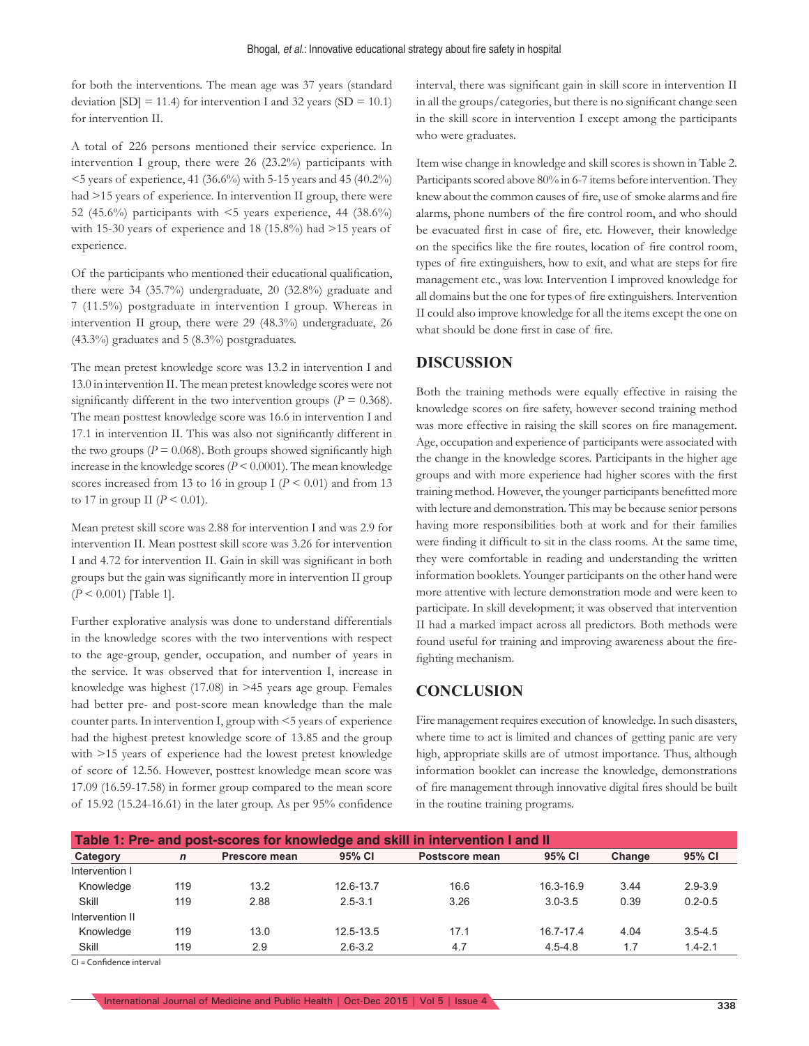for both the interventions. The mean age was 37 years (standard deviation [SD] = 11.4) for intervention I and 32 years (SD = 10.1) for intervention II.

A total of 226 persons mentioned their service experience. In intervention I group, there were 26 (23.2%) participants with <5 years of experience, 41 (36.6%) with 5-15 years and 45 (40.2%) had >15 years of experience. In intervention II group, there were 52 (45.6%) participants with <5 years experience, 44 (38.6%) with 15-30 years of experience and 18 (15.8%) had >15 years of experience.

Of the participants who mentioned their educational qualification, there were 34 (35.7%) undergraduate, 20 (32.8%) graduate and 7 (11.5%) postgraduate in intervention I group. Whereas in intervention II group, there were 29 (48.3%) undergraduate, 26 (43.3%) graduates and 5 (8.3%) postgraduates.

The mean pretest knowledge score was 13.2 in intervention I and 13.0 in intervention II. The mean pretest knowledge scores were not significantly different in the two intervention groups ($P = 0.368$). The mean posttest knowledge score was 16.6 in intervention I and 17.1 in intervention II. This was also not significantly different in the two groups ($P = 0.068$). Both groups showed significantly high increase in the knowledge scores ($P < 0.0001$). The mean knowledge scores increased from 13 to 16 in group I ($P < 0.01$) and from 13 to 17 in group II ($P < 0.01$).

Mean pretest skill score was 2.88 for intervention I and was 2.9 for intervention II. Mean posttest skill score was 3.26 for intervention I and 4.72 for intervention II. Gain in skill was significant in both groups but the gain was significantly more in intervention II group ($P < 0.001$) [Table 1].

Further explorative analysis was done to understand differentials in the knowledge scores with the two interventions with respect to the age-group, gender, occupation, and number of years in the service. It was observed that for intervention I, increase in knowledge was highest (17.08) in >45 years age group. Females had better pre- and post-score mean knowledge than the male counter parts. In intervention I, group with <5 years of experience had the highest pretest knowledge score of 13.85 and the group with >15 years of experience had the lowest pretest knowledge of score of 12.56. However, posttest knowledge mean score was 17.09 (16.59-17.58) in former group compared to the mean score of 15.92 (15.24-16.61) in the later group. As per 95% confidence interval, there was significant gain in skill score in intervention II in all the groups/categories, but there is no significant change seen in the skill score in intervention I except among the participants who were graduates.

Item wise change in knowledge and skill scores is shown in Table 2. Participants scored above 80% in 6-7 items before intervention. They knew about the common causes of fire, use of smoke alarms and fire alarms, phone numbers of the fire control room, and who should be evacuated first in case of fire, etc. However, their knowledge on the specifics like the fire routes, location of fire control room, types of fire extinguishers, how to exit, and what are steps for fire management etc., was low. Intervention I improved knowledge for all domains but the one for types of fire extinguishers. Intervention II could also improve knowledge for all the items except the one on what should be done first in case of fire.

## DISCUSSION

Both the training methods were equally effective in raising the knowledge scores on fire safety, however second training method was more effective in raising the skill scores on fire management. Age, occupation and experience of participants were associated with the change in the knowledge scores. Participants in the higher age groups and with more experience had higher scores with the first training method. However, the younger participants benefitted more with lecture and demonstration. This may be because senior persons having more responsibilities both at work and for their families were finding it difficult to sit in the class rooms. At the same time, they were comfortable in reading and understanding the written information booklets. Younger participants on the other hand were more attentive with lecture demonstration mode and were keen to participate. In skill development; it was observed that intervention II had a marked impact across all predictors. Both methods were found useful for training and improving awareness about the fire-fighting mechanism.

## CONCLUSION

Fire management requires execution of knowledge. In such disasters, where time to act is limited and chances of getting panic are very high, appropriate skills are of utmost importance. Thus, although information booklet can increase the knowledge, demonstrations of fire management through innovative digital fires should be built in the routine training programs.

**Table 1: Pre- and post-scores for knowledge and skill in intervention I and II**

| Category | *n* | Prescore mean | 95% CI | Postscore mean | 95% CI | Change | 95% CI |
|---|---|---|---|---|---|---|---|
| Intervention I | | | | | | | |
| Knowledge | 119 | 13.2 | 12.6-13.7 | 16.6 | 16.3-16.9 | 3.44 | 2.9-3.9 |
| Skill | 119 | 2.88 | 2.5-3.1 | 3.26 | 3.0-3.5 | 0.39 | 0.2-0.5 |
| Intervention II | | | | | | | |
| Knowledge | 119 | 13.0 | 12.5-13.5 | 17.1 | 16.7-17.4 | 4.04 | 3.5-4.5 |
| Skill | 119 | 2.9 | 2.6-3.2 | 4.7 | 4.5-4.8 | 1.7 | 1.4-2.1 |

CI = Confidence interval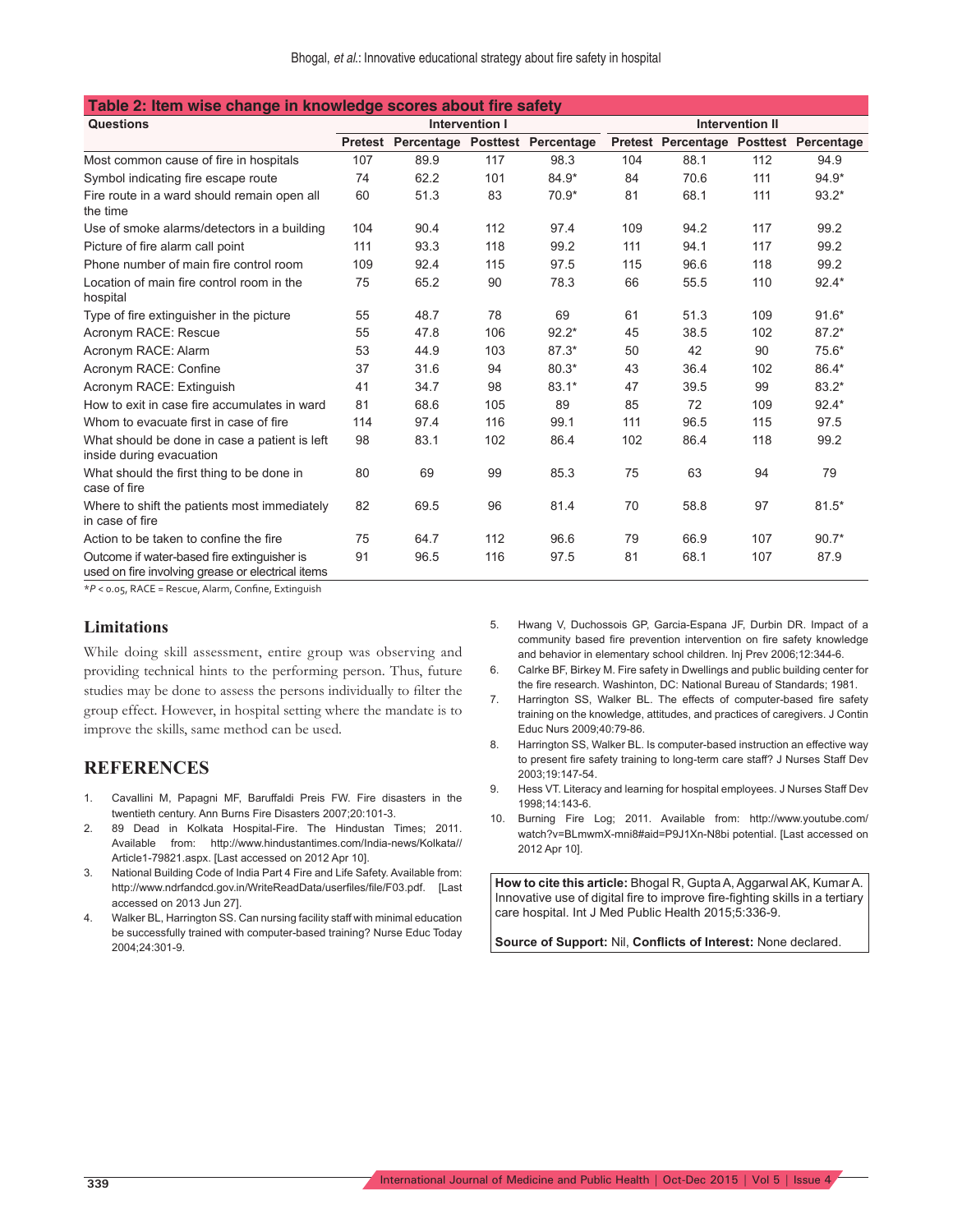**Table 2: Item wise change in knowledge scores about fire safety**

| Questions | Intervention I | | | | Intervention II | | | |
|---|---|---|---|---|---|---|---|---|
| | Pretest | Percentage | Posttest | Percentage | Pretest | Percentage | Posttest | Percentage |
| Most common cause of fire in hospitals | 107 | 89.9 | 117 | 98.3 | 104 | 88.1 | 112 | 94.9 |
| Symbol indicating fire escape route | 74 | 62.2 | 101 | 84.9* | 84 | 70.6 | 111 | 94.9* |
| Fire route in a ward should remain open all the time | 60 | 51.3 | 83 | 70.9* | 81 | 68.1 | 111 | 93.2* |
| Use of smoke alarms/detectors in a building | 104 | 90.4 | 112 | 97.4 | 109 | 94.2 | 117 | 99.2 |
| Picture of fire alarm call point | 111 | 93.3 | 118 | 99.2 | 111 | 94.1 | 117 | 99.2 |
| Phone number of main fire control room | 109 | 92.4 | 115 | 97.5 | 115 | 96.6 | 118 | 99.2 |
| Location of main fire control room in the hospital | 75 | 65.2 | 90 | 78.3 | 66 | 55.5 | 110 | 92.4* |
| Type of fire extinguisher in the picture | 55 | 48.7 | 78 | 69 | 61 | 51.3 | 109 | 91.6* |
| Acronym RACE: Rescue | 55 | 47.8 | 106 | 92.2* | 45 | 38.5 | 102 | 87.2* |
| Acronym RACE: Alarm | 53 | 44.9 | 103 | 87.3* | 50 | 42 | 90 | 75.6* |
| Acronym RACE: Confine | 37 | 31.6 | 94 | 80.3* | 43 | 36.4 | 102 | 86.4* |
| Acronym RACE: Extinguish | 41 | 34.7 | 98 | 83.1* | 47 | 39.5 | 99 | 83.2* |
| How to exit in case fire accumulates in ward | 81 | 68.6 | 105 | 89 | 85 | 72 | 109 | 92.4* |
| Whom to evacuate first in case of fire | 114 | 97.4 | 116 | 99.1 | 111 | 96.5 | 115 | 97.5 |
| What should be done in case a patient is left inside during evacuation | 98 | 83.1 | 102 | 86.4 | 102 | 86.4 | 118 | 99.2 |
| What should the first thing to be done in case of fire | 80 | 69 | 99 | 85.3 | 75 | 63 | 94 | 79 |
| Where to shift the patients most immediately in case of fire | 82 | 69.5 | 96 | 81.4 | 70 | 58.8 | 97 | 81.5* |
| Action to be taken to confine the fire | 75 | 64.7 | 112 | 96.6 | 79 | 66.9 | 107 | 90.7* |
| Outcome if water-based fire extinguisher is used on fire involving grease or electrical items | 91 | 96.5 | 116 | 97.5 | 81 | 68.1 | 107 | 87.9 |

*$P < 0.05$, RACE = Rescue, Alarm, Confine, Extinguish

## Limitations

While doing skill assessment, entire group was observing and providing technical hints to the performing person. Thus, future studies may be done to assess the persons individually to filter the group effect. However, in hospital setting where the mandate is to improve the skills, same method can be used.

## REFERENCES

1. Cavallini M, Papagni MF, Baruffaldi Preis FW. Fire disasters in the twentieth century. Ann Burns Fire Disasters 2007;20:101-3.
2. 89 Dead in Kolkata Hospital-Fire. The Hindustan Times; 2011. Available from: http://www.hindustantimes.com/India-news/Kolkata//Article1-79821.aspx. [Last accessed on 2012 Apr 10].
3. National Building Code of India Part 4 Fire and Life Safety. Available from: http://www.ndrfandcd.gov.in/WriteReadData/userfiles/file/F03.pdf. [Last accessed on 2013 Jun 27].
4. Walker BL, Harrington SS. Can nursing facility staff with minimal education be successfully trained with computer-based training? Nurse Educ Today 2004;24:301-9.
5. Hwang V, Duchossois GP, Garcia-Espana JF, Durbin DR. Impact of a community based fire prevention intervention on fire safety knowledge and behavior in elementary school children. Inj Prev 2006;12:344-6.
6. Calrke BF, Birkey M. Fire safety in Dwellings and public building center for the fire research. Washinton, DC: National Bureau of Standards; 1981.
7. Harrington SS, Walker BL. The effects of computer-based fire safety training on the knowledge, attitudes, and practices of caregivers. J Contin Educ Nurs 2009;40:79-86.
8. Harrington SS, Walker BL. Is computer-based instruction an effective way to present fire safety training to long-term care staff? J Nurses Staff Dev 2003;19:147-54.
9. Hess VT. Literacy and learning for hospital employees. J Nurses Staff Dev 1998;14:143-6.
10. Burning Fire Log; 2011. Available from: http://www.youtube.com/watch?v=BLmwmX-mni8#aid=P9J1Xn-N8bi potential. [Last accessed on 2012 Apr 10].

**How to cite this article:** Bhogal R, Gupta A, Aggarwal AK, Kumar A. Innovative use of digital fire to improve fire-fighting skills in a tertiary care hospital. Int J Med Public Health 2015;5:336-9.

**Source of Support:** Nil, **Conflicts of Interest:** None declared.